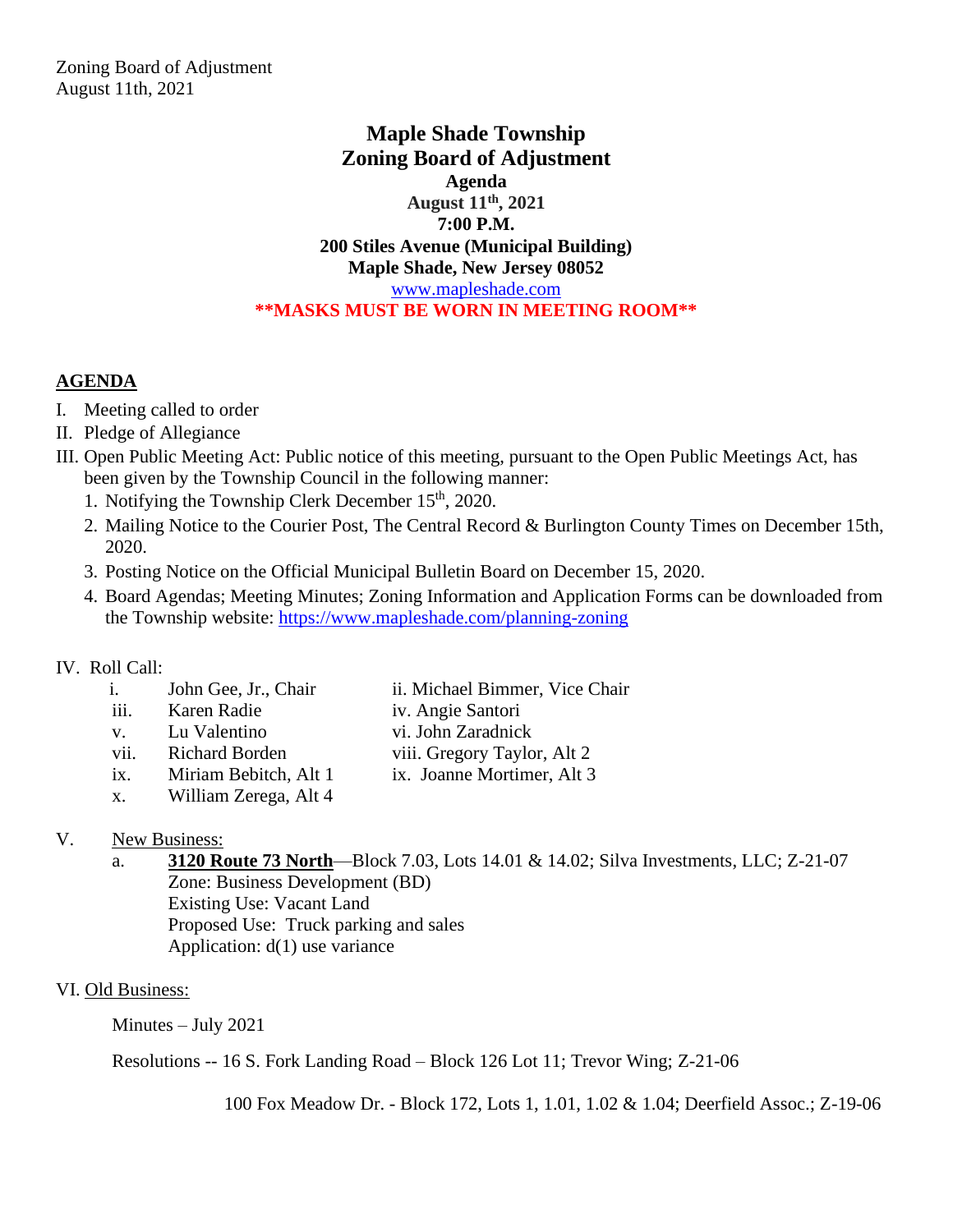Zoning Board of Adjustment
August 11th, 2021

# Maple Shade Township
# Zoning Board of Adjustment
### Agenda
### August 11th, 2021
### 7:00 P.M.
### 200 Stiles Avenue (Municipal Building)
### Maple Shade, New Jersey 08052

www.mapleshade.com

**\*\*MASKS MUST BE WORN IN MEETING ROOM\*\***

## AGENDA

I. Meeting called to order

II. Pledge of Allegiance

III. Open Public Meeting Act: Public notice of this meeting, pursuant to the Open Public Meetings Act, has been given by the Township Council in the following manner:

1. Notifying the Township Clerk December 15th, 2020.
2. Mailing Notice to the Courier Post, The Central Record & Burlington County Times on December 15th, 2020.
3. Posting Notice on the Official Municipal Bulletin Board on December 15, 2020.
4. Board Agendas; Meeting Minutes; Zoning Information and Application Forms can be downloaded from the Township website: https://www.mapleshade.com/planning-zoning

IV. Roll Call:

- i. John Gee, Jr., Chair
- ii. Michael Bimmer, Vice Chair
- iii. Karen Radie
- iv. Angie Santori
- v. Lu Valentino
- vi. John Zaradnick
- vii. Richard Borden
- viii. Gregory Taylor, Alt 2
- ix. Miriam Bebitch, Alt 1
- ix. Joanne Mortimer, Alt 3
- x. William Zerega, Alt 4

V. New Business:

a. **3120 Route 73 North**—Block 7.03, Lots 14.01 & 14.02; Silva Investments, LLC; Z-21-07
Zone: Business Development (BD)
Existing Use: Vacant Land
Proposed Use: Truck parking and sales
Application: d(1) use variance

VI. Old Business:

Minutes – July 2021

Resolutions -- 16 S. Fork Landing Road – Block 126 Lot 11; Trevor Wing; Z-21-06

100 Fox Meadow Dr. - Block 172, Lots 1, 1.01, 1.02 & 1.04; Deerfield Assoc.; Z-19-06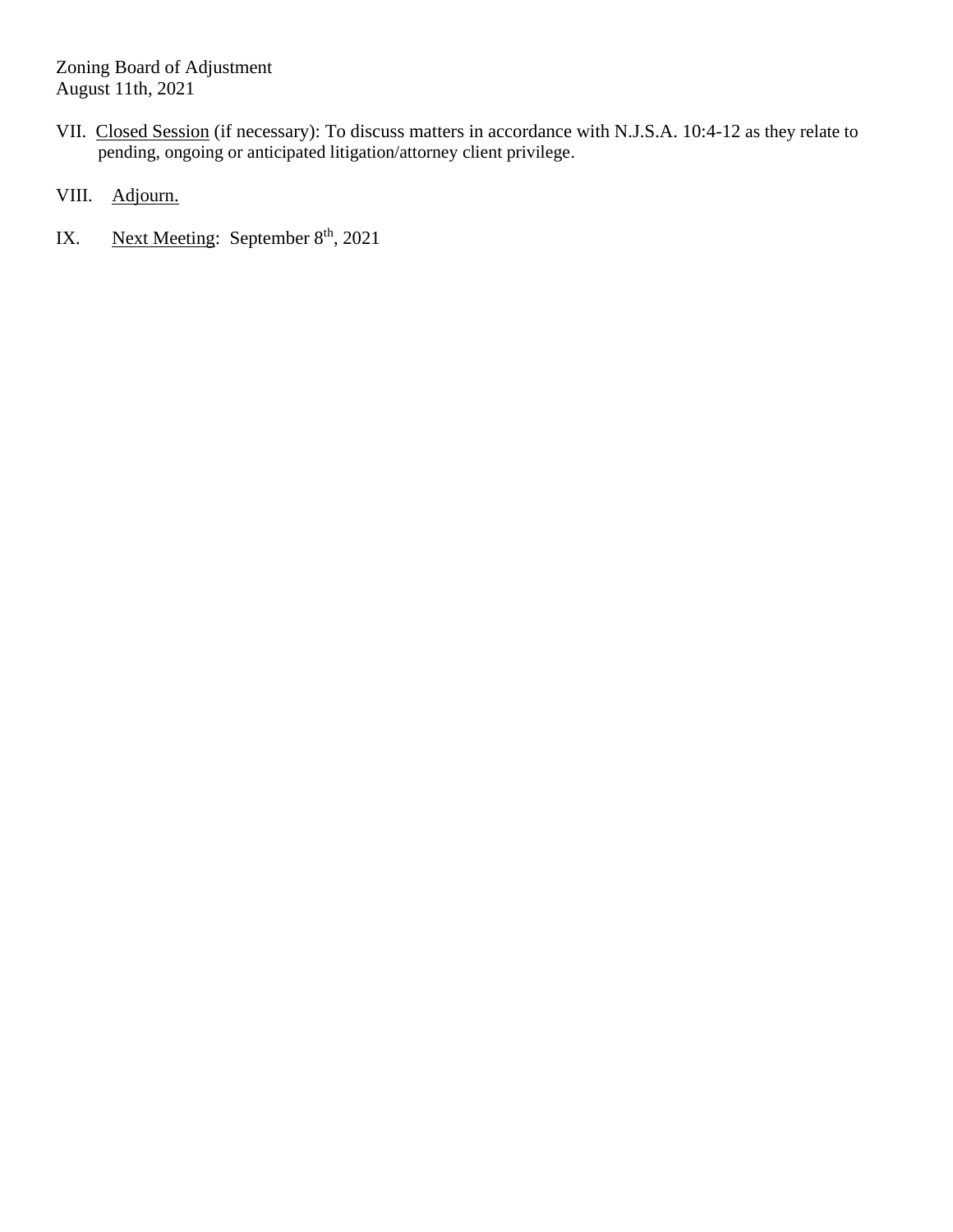Zoning Board of Adjustment
August 11th, 2021

VII. Closed Session (if necessary): To discuss matters in accordance with N.J.S.A. 10:4-12 as they relate to pending, ongoing or anticipated litigation/attorney client privilege.

VIII. Adjourn.

IX. Next Meeting: September 8th, 2021